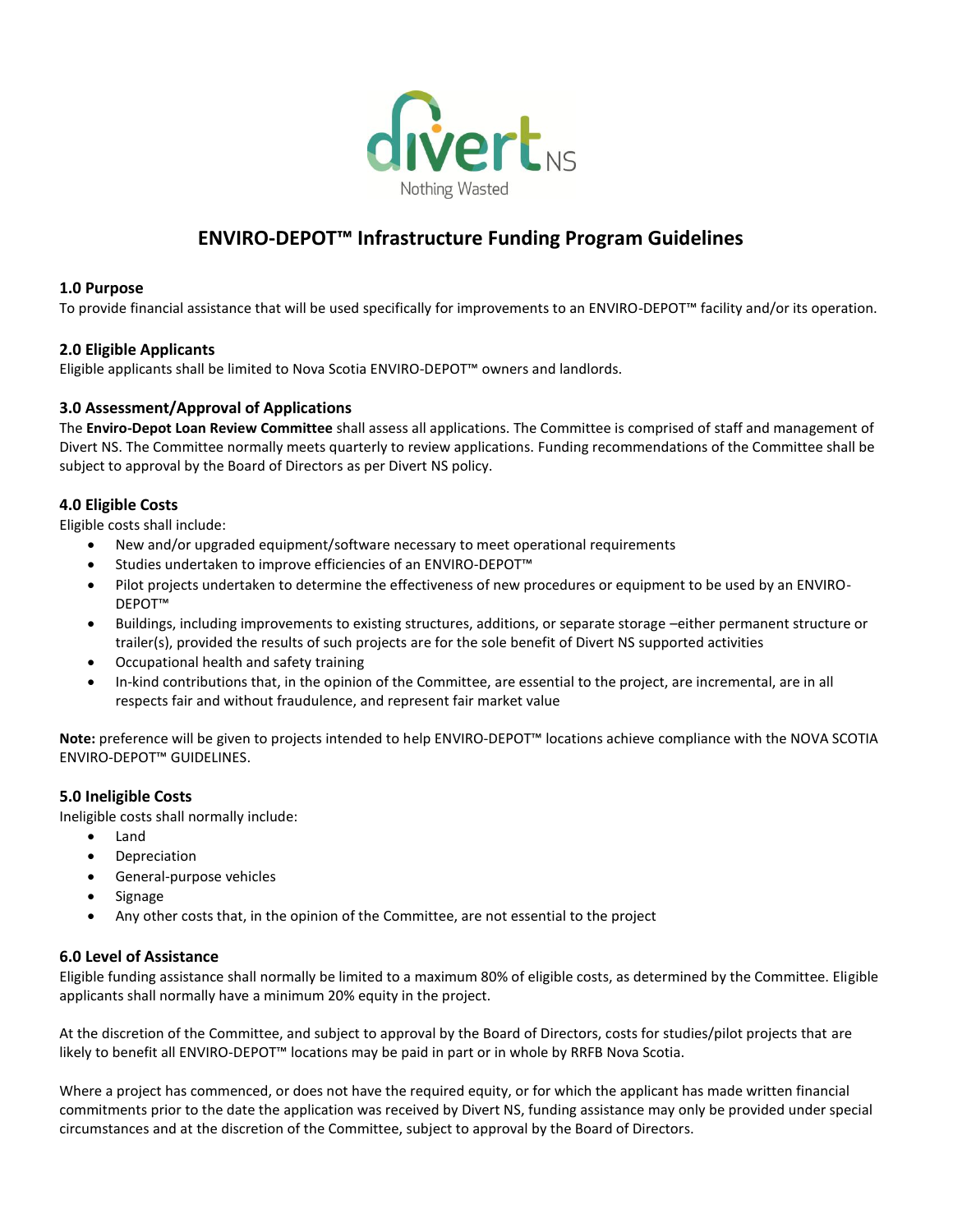# ENVIRO-DEPOT™ Infrastructure Funding Program Guidelines

## 1.0 Purpose

To provide financial assistance that will be used specifically for improvements to an ENVIRO-DEPOT™ facility and/or its operation.

## 2.0 Eligible Applicants

Eligible applicants shall be limited to Nova Scotia ENVIRO-DEPOT™ owners and landlords.

## 3.0 Assessment/Approval of Applications

The **Enviro-Depot Loan Review Committee** shall assess all applications. The Committee is comprised of staff and management of Divert NS. The Committee normally meets quarterly to review applications. Funding recommendations of the Committee shall be subject to approval by the Board of Directors as per Divert NS policy.

## 4.0 Eligible Costs

Eligible costs shall include:

- New and/or upgraded equipment/software necessary to meet operational requirements
- Studies undertaken to improve efficiencies of an ENVIRO-DEPOT™
- Pilot projects undertaken to determine the effectiveness of new procedures or equipment to be used by an ENVIRO-DEPOT™
- Buildings, including improvements to existing structures, additions, or separate storage –either permanent structure or trailer(s), provided the results of such projects are for the sole benefit of Divert NS supported activities
- Occupational health and safety training
- In-kind contributions that, in the opinion of the Committee, are essential to the project, are incremental, are in all respects fair and without fraudulence, and represent fair market value

**Note:** preference will be given to projects intended to help ENVIRO-DEPOT™ locations achieve compliance with the NOVA SCOTIA ENVIRO-DEPOT™ GUIDELINES.

## 5.0 Ineligible Costs

Ineligible costs shall normally include:

- Land
- Depreciation
- General-purpose vehicles
- Signage
- Any other costs that, in the opinion of the Committee, are not essential to the project

## 6.0 Level of Assistance

Eligible funding assistance shall normally be limited to a maximum 80% of eligible costs, as determined by the Committee. Eligible applicants shall normally have a minimum 20% equity in the project.

At the discretion of the Committee, and subject to approval by the Board of Directors, costs for studies/pilot projects that are likely to benefit all ENVIRO-DEPOT™ locations may be paid in part or in whole by RRFB Nova Scotia.

Where a project has commenced, or does not have the required equity, or for which the applicant has made written financial commitments prior to the date the application was received by Divert NS, funding assistance may only be provided under special circumstances and at the discretion of the Committee, subject to approval by the Board of Directors.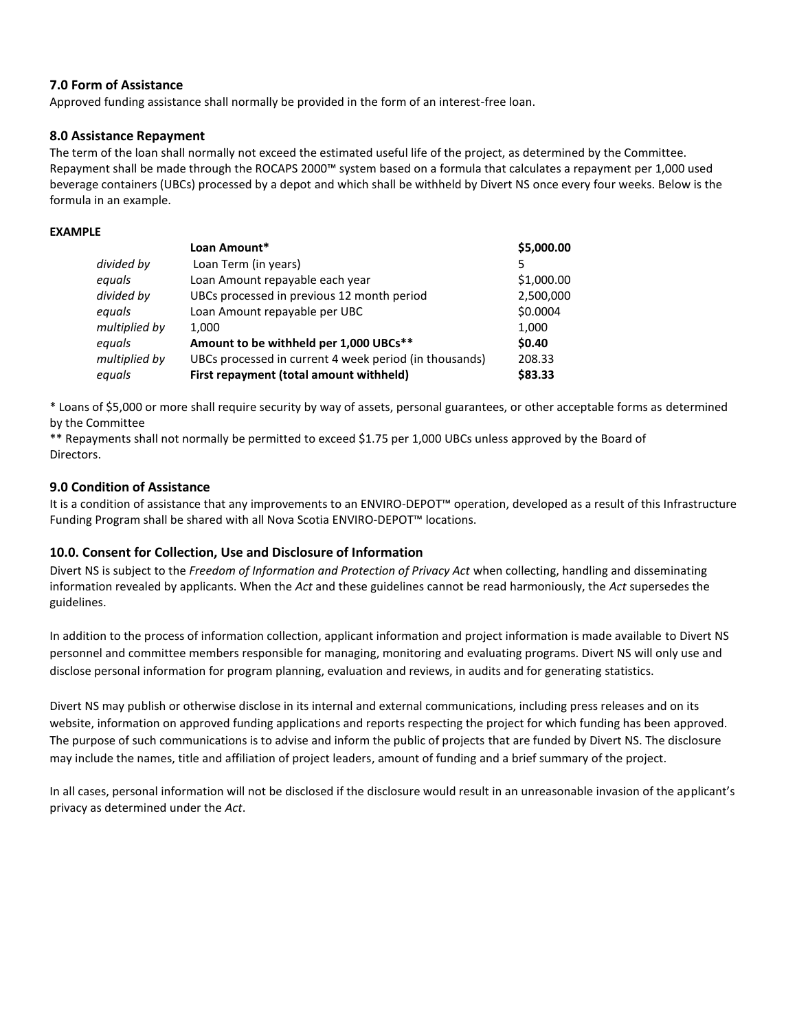## 7.0 Form of Assistance

Approved funding assistance shall normally be provided in the form of an interest-free loan.

## 8.0 Assistance Repayment

The term of the loan shall normally not exceed the estimated useful life of the project, as determined by the Committee. Repayment shall be made through the ROCAPS 2000™ system based on a formula that calculates a repayment per 1,000 used beverage containers (UBCs) processed by a depot and which shall be withheld by Divert NS once every four weeks. Below is the formula in an example.

**EXAMPLE**

| | | |
|---|---|---|
| | **Loan Amount*** | **$5,000.00** |
| *divided by* | Loan Term (in years) | 5 |
| *equals* | Loan Amount repayable each year | $1,000.00 |
| *divided by* | UBCs processed in previous 12 month period | 2,500,000 |
| *equals* | Loan Amount repayable per UBC | $0.0004 |
| *multiplied by* | 1,000 | 1,000 |
| *equals* | **Amount to be withheld per 1,000 UBCs**** | **$0.40** |
| *multiplied by* | UBCs processed in current 4 week period (in thousands) | 208.33 |
| *equals* | **First repayment (total amount withheld)** | **$83.33** |

* Loans of $5,000 or more shall require security by way of assets, personal guarantees, or other acceptable forms as determined by the Committee

** Repayments shall not normally be permitted to exceed $1.75 per 1,000 UBCs unless approved by the Board of Directors.

## 9.0 Condition of Assistance

It is a condition of assistance that any improvements to an ENVIRO-DEPOT™ operation, developed as a result of this Infrastructure Funding Program shall be shared with all Nova Scotia ENVIRO-DEPOT™ locations.

## 10.0. Consent for Collection, Use and Disclosure of Information

Divert NS is subject to the *Freedom of Information and Protection of Privacy Act* when collecting, handling and disseminating information revealed by applicants. When the *Act* and these guidelines cannot be read harmoniously, the *Act* supersedes the guidelines.

In addition to the process of information collection, applicant information and project information is made available to Divert NS personnel and committee members responsible for managing, monitoring and evaluating programs. Divert NS will only use and disclose personal information for program planning, evaluation and reviews, in audits and for generating statistics.

Divert NS may publish or otherwise disclose in its internal and external communications, including press releases and on its website, information on approved funding applications and reports respecting the project for which funding has been approved. The purpose of such communications is to advise and inform the public of projects that are funded by Divert NS. The disclosure may include the names, title and affiliation of project leaders, amount of funding and a brief summary of the project.

In all cases, personal information will not be disclosed if the disclosure would result in an unreasonable invasion of the applicant's privacy as determined under the *Act*.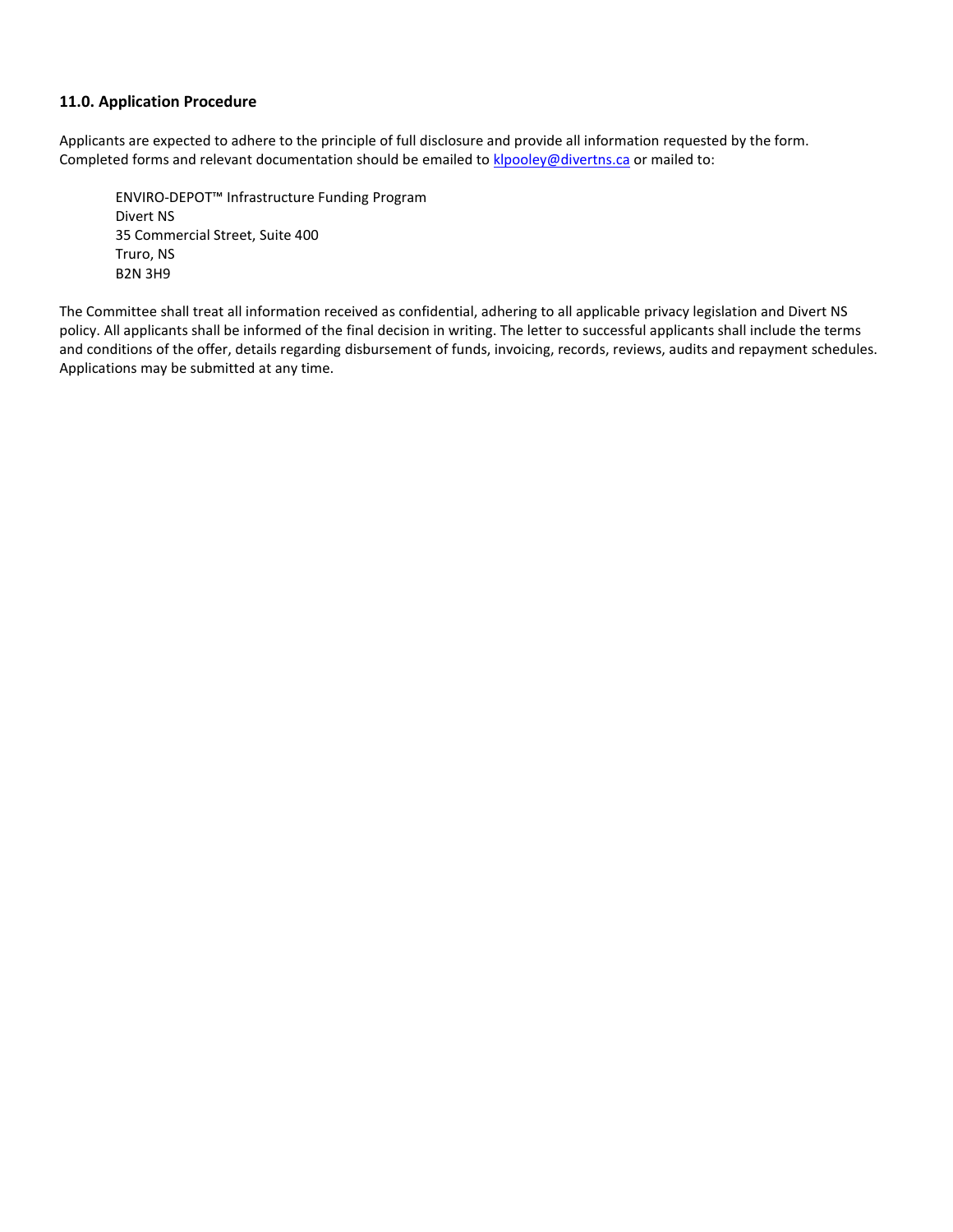### 11.0. Application Procedure

Applicants are expected to adhere to the principle of full disclosure and provide all information requested by the form. Completed forms and relevant documentation should be emailed to klpooley@divertns.ca or mailed to:

ENVIRO-DEPOT™ Infrastructure Funding Program
Divert NS
35 Commercial Street, Suite 400
Truro, NS
B2N 3H9

The Committee shall treat all information received as confidential, adhering to all applicable privacy legislation and Divert NS policy. All applicants shall be informed of the final decision in writing. The letter to successful applicants shall include the terms and conditions of the offer, details regarding disbursement of funds, invoicing, records, reviews, audits and repayment schedules. Applications may be submitted at any time.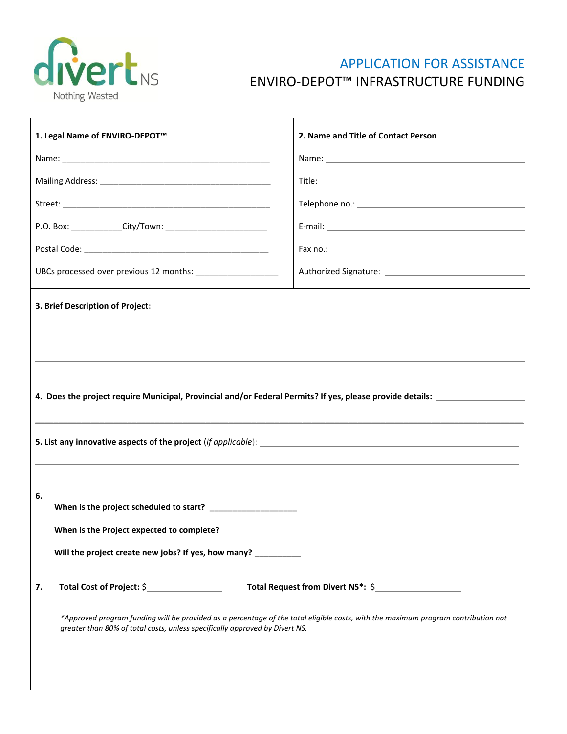divert NS
Nothing Wasted

# APPLICATION FOR ASSISTANCE
## ENVIRO-DEPOT™ INFRASTRUCTURE FUNDING

**1. Legal Name of ENVIRO-DEPOT™**

Name: ______________________________________________

Mailing Address: _____________________________________

Street: ______________________________________________

P.O. Box: __________City/Town: _____________________

Postal Code: _________________________________________

UBCs processed over previous 12 months: _________________

**2. Name and Title of Contact Person**

Name: ______________________________________________

Title: _______________________________________________

Telephone no.: ______________________________________

E-mail: ______________________________________________

Fax no.: _____________________________________________

Authorized Signature: _________________________________

**3. Brief Description of Project**:

______________________________________________________________________

______________________________________________________________________

______________________________________________________________________

______________________________________________________________________

**4. Does the project require Municipal, Provincial and/or Federal Permits? If yes, please provide details:** _______________

______________________________________________________________________

**5. List any innovative aspects of the project** (*if applicable*): ______________________________________________

______________________________________________________________________

______________________________________________________________________

**6.**

**When is the project scheduled to start?** _________________

**When is the Project expected to complete?** _________________

**Will the project create new jobs? If yes, how many?** _________

**7. Total Cost of Project:** $_______________ **Total Request from Divert NS*:** $_________________

*\*Approved program funding will be provided as a percentage of the total eligible costs, with the maximum program contribution not greater than 80% of total costs, unless specifically approved by Divert NS.*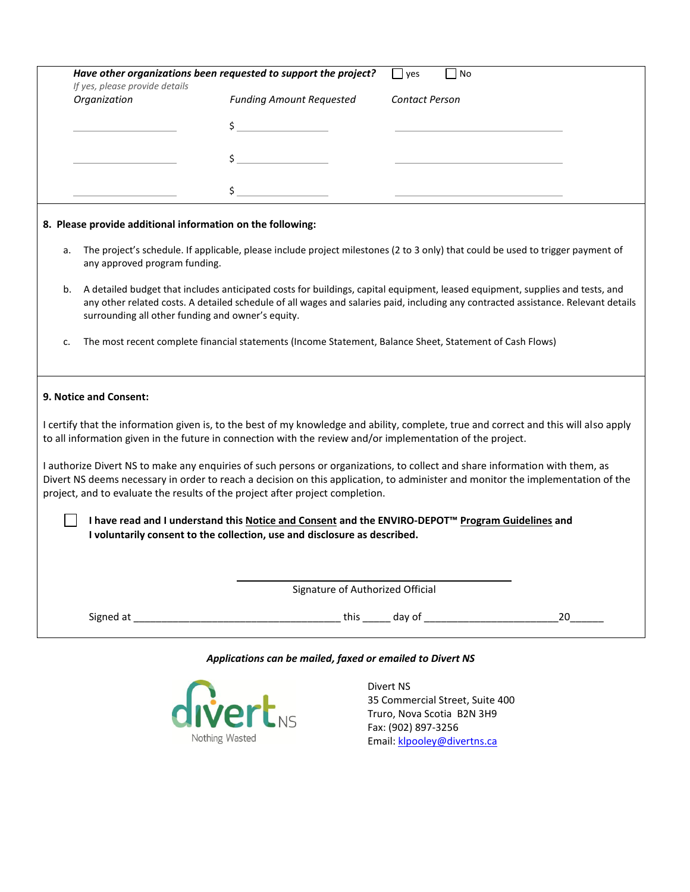***Have other organizations been requested to support the project?*** ☐ yes ☐ No

*If yes, please provide details*

| *Organization* | *Funding Amount Requested* | *Contact Person* |
|---|---|---|
| ____________ | $ ____________ | ____________ |
| ____________ | $ ____________ | ____________ |
| ____________ | $ ____________ | ____________ |

**8. Please provide additional information on the following:**

a. The project's schedule. If applicable, please include project milestones (2 to 3 only) that could be used to trigger payment of any approved program funding.

b. A detailed budget that includes anticipated costs for buildings, capital equipment, leased equipment, supplies and tests, and any other related costs. A detailed schedule of all wages and salaries paid, including any contracted assistance. Relevant details surrounding all other funding and owner's equity.

c. The most recent complete financial statements (Income Statement, Balance Sheet, Statement of Cash Flows)

**9. Notice and Consent:**

I certify that the information given is, to the best of my knowledge and ability, complete, true and correct and this will also apply to all information given in the future in connection with the review and/or implementation of the project.

I authorize Divert NS to make any enquiries of such persons or organizations, to collect and share information with them, as Divert NS deems necessary in order to reach a decision on this application, to administer and monitor the implementation of the project, and to evaluate the results of the project after project completion.

☐ **I have read and I understand this Notice and Consent and the ENVIRO-DEPOT™ Program Guidelines and I voluntarily consent to the collection, use and disclosure as described.**

______________________________

Signature of Authorized Official

Signed at ______________________________ this _____ day of ____________________ 20______

***Applications can be mailed, faxed or emailed to Divert NS***

divert NS
Nothing Wasted

Divert NS
35 Commercial Street, Suite 400
Truro, Nova Scotia B2N 3H9
Fax: (902) 897-3256
Email: klpooley@divertns.ca